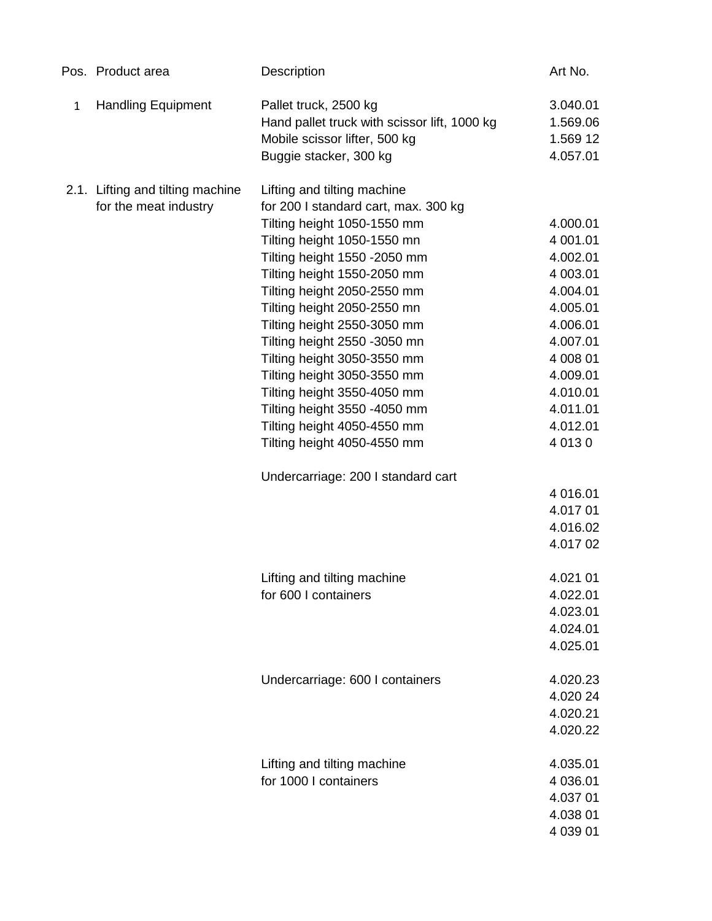| Pos. | Product area | Description | Art No. |
|---|---|---|---|
| 1 | Handling Equipment | Pallet truck, 2500 kg | 3.040.01 |
| | | Hand pallet truck with scissor lift, 1000 kg | 1.569.06 |
| | | Mobile scissor lifter, 500 kg | 1.569 12 |
| | | Buggie stacker, 300 kg | 4.057.01 |
| | | | |
| 2.1. | Lifting and tilting machine for the meat industry | Lifting and tilting machine for 200 l standard cart, max. 300 kg | |
| | | Tilting height 1050-1550 mm | 4.000.01 |
| | | Tilting height 1050-1550 mn | 4 001.01 |
| | | Tilting height 1550 -2050 mm | 4.002.01 |
| | | Tilting height 1550-2050 mm | 4 003.01 |
| | | Tilting height 2050-2550 mm | 4.004.01 |
| | | Tilting height 2050-2550 mn | 4.005.01 |
| | | Tilting height 2550-3050 mm | 4.006.01 |
| | | Tilting height 2550 -3050 mn | 4.007.01 |
| | | Tilting height 3050-3550 mm | 4 008 01 |
| | | Tilting height 3050-3550 mm | 4.009.01 |
| | | Tilting height 3550-4050 mm | 4.010.01 |
| | | Tilting height 3550 -4050 mm | 4.011.01 |
| | | Tilting height 4050-4550 mm | 4.012.01 |
| | | Tilting height 4050-4550 mm | 4 013 0 |
| | | | |
| | | Undercarriage: 200 l standard cart | |
| | | | 4 016.01 |
| | | | 4.017 01 |
| | | | 4.016.02 |
| | | | 4.017 02 |
| | | | |
| | | Lifting and tilting machine | 4.021 01 |
| | | for 600 l containers | 4.022.01 |
| | | | 4.023.01 |
| | | | 4.024.01 |
| | | | 4.025.01 |
| | | | |
| | | Undercarriage: 600 l containers | 4.020.23 |
| | | | 4.020 24 |
| | | | 4.020.21 |
| | | | 4.020.22 |
| | | | |
| | | Lifting and tilting machine | 4.035.01 |
| | | for 1000 l containers | 4 036.01 |
| | | | 4.037 01 |
| | | | 4.038 01 |
| | | | 4 039 01 |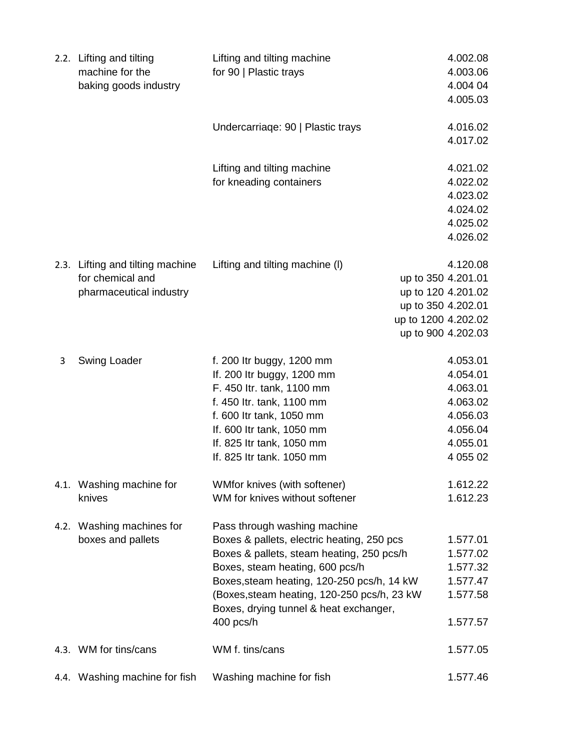| No. | Category | Description | Code |
|---|---|---|---|
| 2.2. | Lifting and tilting machine for the baking goods industry | Lifting and tilting machine for 90 \| Plastic trays | 4.002.08 |
| | | | 4.003.06 |
| | | | 4.004 04 |
| | | | 4.005.03 |
| | | Undercarriaqe: 90 \| Plastic trays | 4.016.02 |
| | | | 4.017.02 |
| | | Lifting and tilting machine for kneading containers | 4.021.02 |
| | | | 4.022.02 |
| | | | 4.023.02 |
| | | | 4.024.02 |
| | | | 4.025.02 |
| | | | 4.026.02 |
| 2.3. | Lifting and tilting machine for chemical and pharmaceutical industry | Lifting and tilting machine (l) | 4.120.08 |
| | | up to 350 | 4.201.01 |
| | | up to 120 | 4.201.02 |
| | | up to 350 | 4.202.01 |
| | | up to 1200 | 4.202.02 |
| | | up to 900 | 4.202.03 |
| 3 | Swing Loader | f. 200 ltr buggy, 1200 mm | 4.053.01 |
| | | lf. 200 ltr buggy, 1200 mm | 4.054.01 |
| | | F. 450 ltr. tank, 1100 mm | 4.063.01 |
| | | f. 450 ltr. tank, 1100 mm | 4.063.02 |
| | | f. 600 ltr tank, 1050 mm | 4.056.03 |
| | | lf. 600 ltr tank, 1050 mm | 4.056.04 |
| | | lf. 825 ltr tank, 1050 mm | 4.055.01 |
| | | lf. 825 ltr tank. 1050 mm | 4 055 02 |
| 4.1. | Washing machine for knives | WMfor knives (with softener) | 1.612.22 |
| | | WM for knives without softener | 1.612.23 |
| 4.2. | Washing machines for boxes and pallets | Pass through washing machine | |
| | | Boxes & pallets, electric heating, 250 pcs | 1.577.01 |
| | | Boxes & pallets, steam heating, 250 pcs/h | 1.577.02 |
| | | Boxes, steam heating, 600 pcs/h | 1.577.32 |
| | | Boxes,steam heating, 120-250 pcs/h, 14 kW | 1.577.47 |
| | | (Boxes,steam heating, 120-250 pcs/h, 23 kW | 1.577.58 |
| | | Boxes, drying tunnel & heat exchanger, 400 pcs/h | 1.577.57 |
| 4.3. | WM for tins/cans | WM f. tins/cans | 1.577.05 |
| 4.4. | Washing machine for fish | Washing machine for fish | 1.577.46 |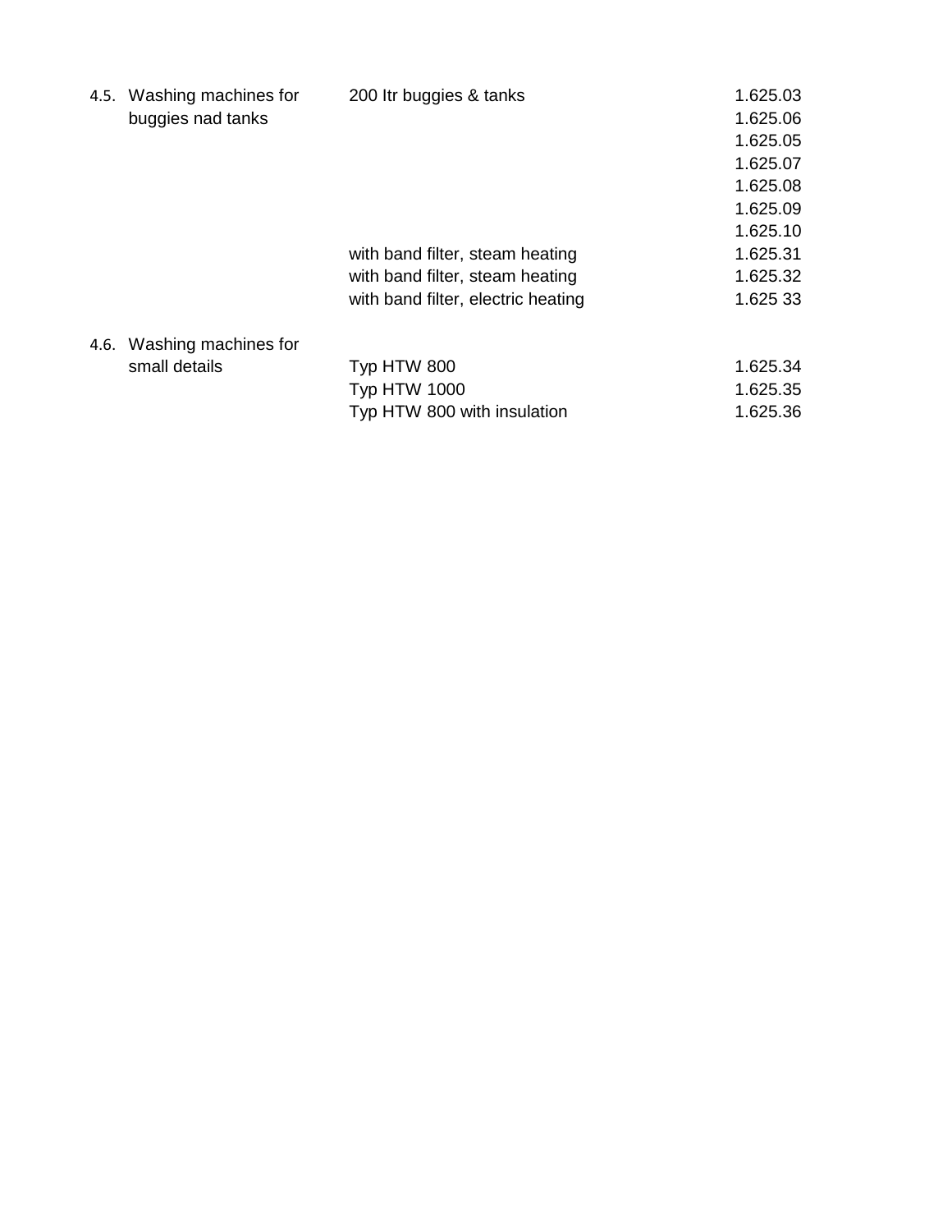| | | | |
|---|---|---|---|
| 4.5. | Washing machines for buggies nad tanks | 200 ltr buggies & tanks | 1.625.03 |
| | | | 1.625.06 |
| | | | 1.625.05 |
| | | | 1.625.07 |
| | | | 1.625.08 |
| | | | 1.625.09 |
| | | | 1.625.10 |
| | | with band filter, steam heating | 1.625.31 |
| | | with band filter, steam heating | 1.625.32 |
| | | with band filter, electric heating | 1.625 33 |
| 4.6. | Washing machines for small details | Typ HTW 800 | 1.625.34 |
| | | Typ HTW 1000 | 1.625.35 |
| | | Typ HTW 800 with insulation | 1.625.36 |